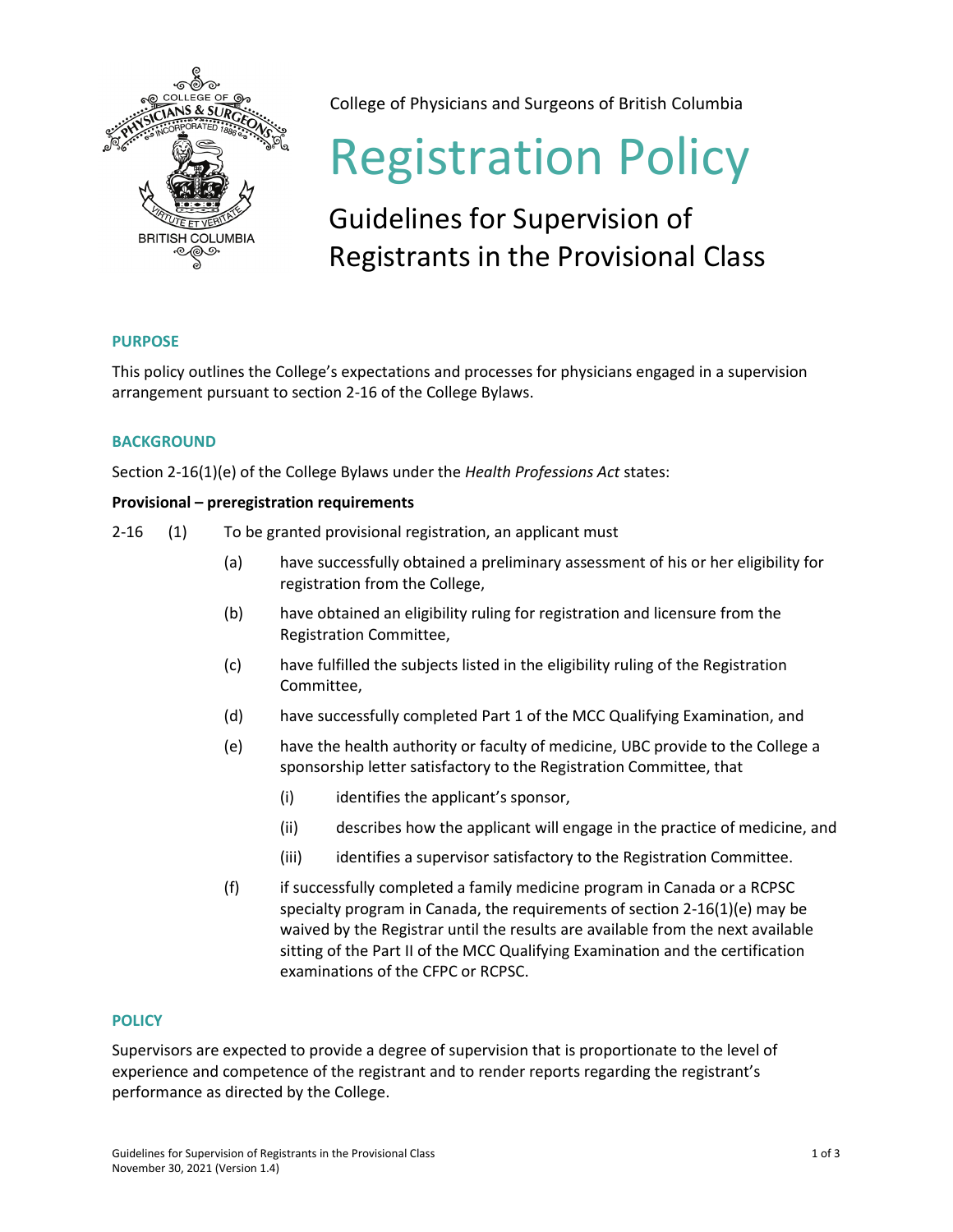College of Physicians and Surgeons of British Columbia

# Registration Policy

## Guidelines for Supervision of Registrants in the Provisional Class

### PURPOSE

This policy outlines the College's expectations and processes for physicians engaged in a supervision arrangement pursuant to section 2-16 of the College Bylaws.

### BACKGROUND

Section 2-16(1)(e) of the College Bylaws under the *Health Professions Act* states:

**Provisional – preregistration requirements**

2-16 (1) To be granted provisional registration, an applicant must

- (a) have successfully obtained a preliminary assessment of his or her eligibility for registration from the College,
- (b) have obtained an eligibility ruling for registration and licensure from the Registration Committee,
- (c) have fulfilled the subjects listed in the eligibility ruling of the Registration Committee,
- (d) have successfully completed Part 1 of the MCC Qualifying Examination, and
- (e) have the health authority or faculty of medicine, UBC provide to the College a sponsorship letter satisfactory to the Registration Committee, that
  - (i) identifies the applicant's sponsor,
  - (ii) describes how the applicant will engage in the practice of medicine, and
  - (iii) identifies a supervisor satisfactory to the Registration Committee.
- (f) if successfully completed a family medicine program in Canada or a RCPSC specialty program in Canada, the requirements of section 2-16(1)(e) may be waived by the Registrar until the results are available from the next available sitting of the Part II of the MCC Qualifying Examination and the certification examinations of the CFPC or RCPSC.

### POLICY

Supervisors are expected to provide a degree of supervision that is proportionate to the level of experience and competence of the registrant and to render reports regarding the registrant's performance as directed by the College.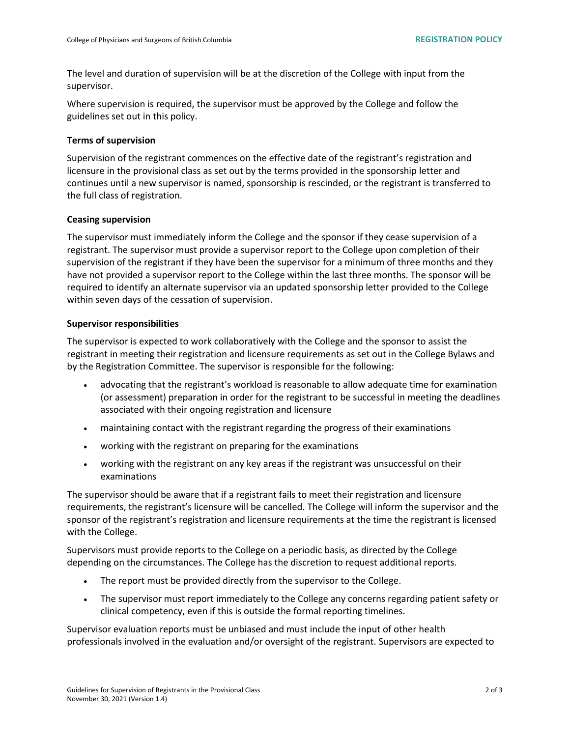The level and duration of supervision will be at the discretion of the College with input from the supervisor.

Where supervision is required, the supervisor must be approved by the College and follow the guidelines set out in this policy.

### Terms of supervision

Supervision of the registrant commences on the effective date of the registrant's registration and licensure in the provisional class as set out by the terms provided in the sponsorship letter and continues until a new supervisor is named, sponsorship is rescinded, or the registrant is transferred to the full class of registration.

### Ceasing supervision

The supervisor must immediately inform the College and the sponsor if they cease supervision of a registrant. The supervisor must provide a supervisor report to the College upon completion of their supervision of the registrant if they have been the supervisor for a minimum of three months and they have not provided a supervisor report to the College within the last three months. The sponsor will be required to identify an alternate supervisor via an updated sponsorship letter provided to the College within seven days of the cessation of supervision.

### Supervisor responsibilities

The supervisor is expected to work collaboratively with the College and the sponsor to assist the registrant in meeting their registration and licensure requirements as set out in the College Bylaws and by the Registration Committee. The supervisor is responsible for the following:

- advocating that the registrant's workload is reasonable to allow adequate time for examination (or assessment) preparation in order for the registrant to be successful in meeting the deadlines associated with their ongoing registration and licensure
- maintaining contact with the registrant regarding the progress of their examinations
- working with the registrant on preparing for the examinations
- working with the registrant on any key areas if the registrant was unsuccessful on their examinations

The supervisor should be aware that if a registrant fails to meet their registration and licensure requirements, the registrant's licensure will be cancelled. The College will inform the supervisor and the sponsor of the registrant's registration and licensure requirements at the time the registrant is licensed with the College.

Supervisors must provide reports to the College on a periodic basis, as directed by the College depending on the circumstances. The College has the discretion to request additional reports.

- The report must be provided directly from the supervisor to the College.
- The supervisor must report immediately to the College any concerns regarding patient safety or clinical competency, even if this is outside the formal reporting timelines.

Supervisor evaluation reports must be unbiased and must include the input of other health professionals involved in the evaluation and/or oversight of the registrant. Supervisors are expected to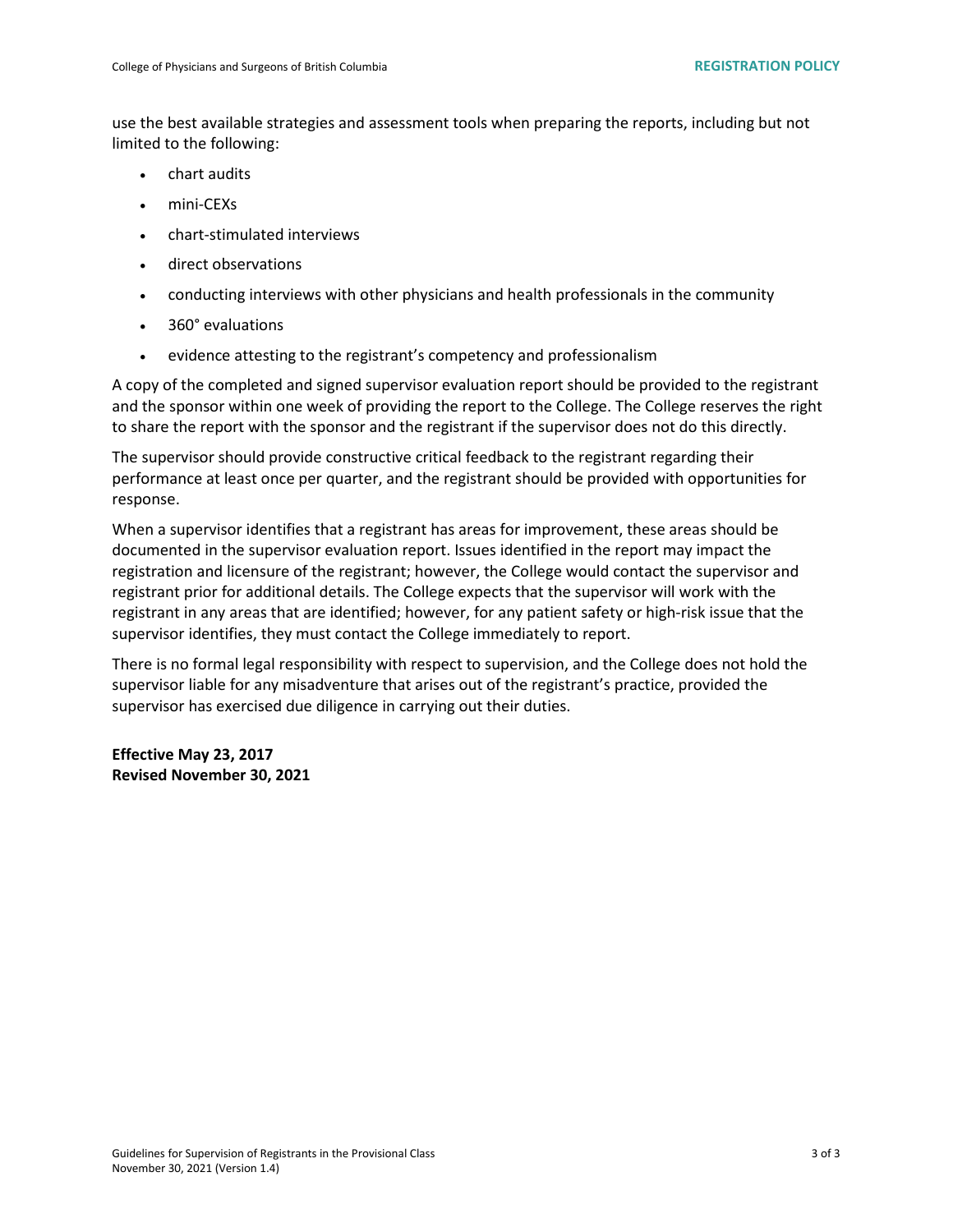use the best available strategies and assessment tools when preparing the reports, including but not limited to the following:

- chart audits
- mini-CEXs
- chart-stimulated interviews
- direct observations
- conducting interviews with other physicians and health professionals in the community
- 360° evaluations
- evidence attesting to the registrant's competency and professionalism

A copy of the completed and signed supervisor evaluation report should be provided to the registrant and the sponsor within one week of providing the report to the College. The College reserves the right to share the report with the sponsor and the registrant if the supervisor does not do this directly.

The supervisor should provide constructive critical feedback to the registrant regarding their performance at least once per quarter, and the registrant should be provided with opportunities for response.

When a supervisor identifies that a registrant has areas for improvement, these areas should be documented in the supervisor evaluation report. Issues identified in the report may impact the registration and licensure of the registrant; however, the College would contact the supervisor and registrant prior for additional details. The College expects that the supervisor will work with the registrant in any areas that are identified; however, for any patient safety or high-risk issue that the supervisor identifies, they must contact the College immediately to report.

There is no formal legal responsibility with respect to supervision, and the College does not hold the supervisor liable for any misadventure that arises out of the registrant's practice, provided the supervisor has exercised due diligence in carrying out their duties.

**Effective May 23, 2017**
**Revised November 30, 2021**